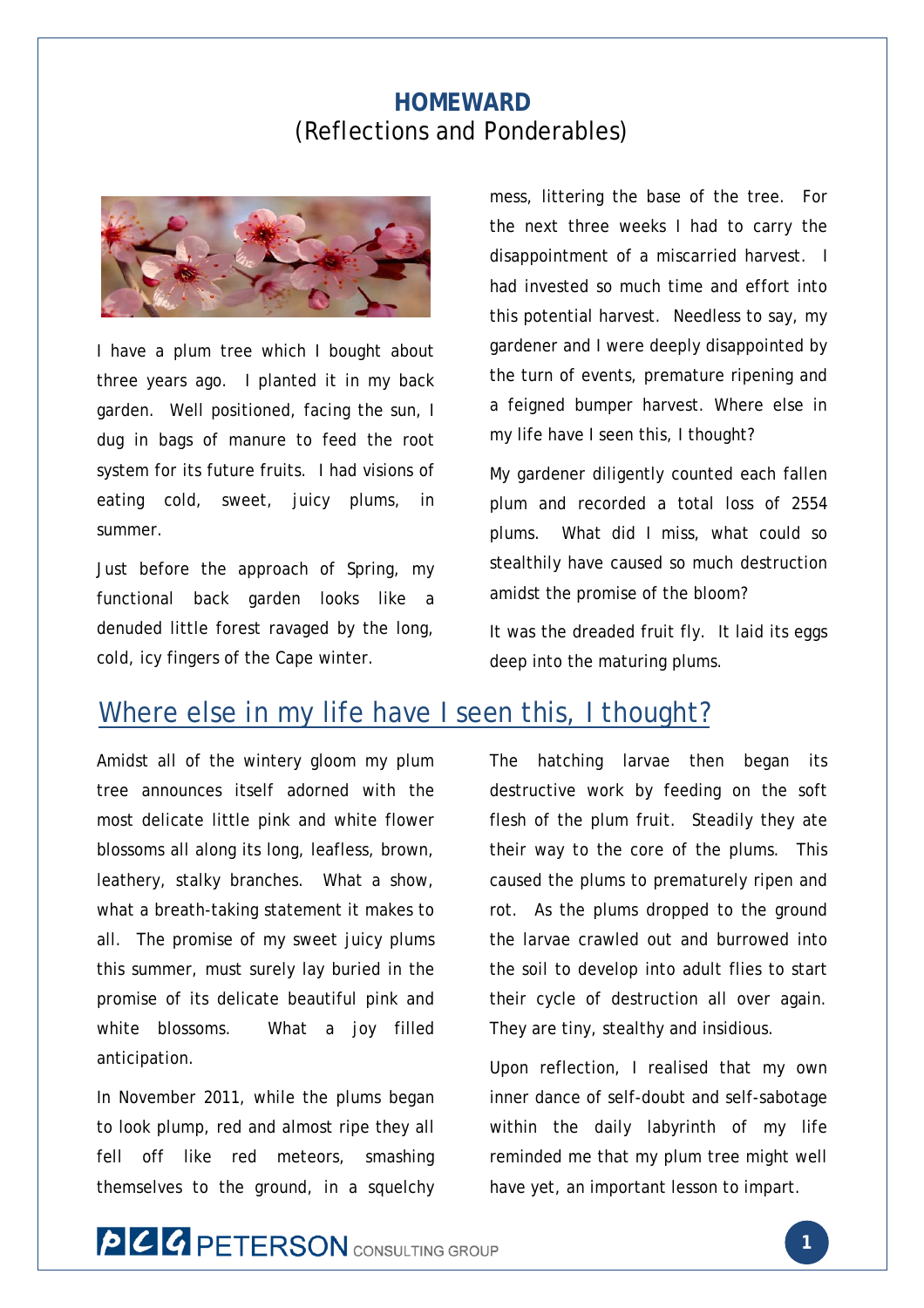# HOMEWARD

(Reflections and Ponderables)

I have a plum tree which I bought about three years ago. I planted it in my back garden. Well positioned, facing the sun, I dug in bags of manure to feed the root system for its future fruits. I had visions of eating cold, sweet, juicy plums, in summer.

Just before the approach of Spring, my functional back garden looks like a denuded little forest ravaged by the long, cold, icy fingers of the Cape winter.

mess, littering the base of the tree. For the next three weeks I had to carry the disappointment of a miscarried harvest. I had invested so much time and effort into this potential harvest. Needless to say, my gardener and I were deeply disappointed by the turn of events, premature ripening and a feigned bumper harvest. Where else in my life have I seen this, I thought?

My gardener diligently counted each fallen plum and recorded a total loss of 2554 plums. What did I miss, what could so stealthily have caused so much destruction amidst the promise of the bloom?

It was the dreaded fruit fly. It laid its eggs deep into the maturing plums.

## Where else in my life have I seen this, I thought?

Amidst all of the wintery gloom my plum tree announces itself adorned with the most delicate little pink and white flower blossoms all along its long, leafless, brown, leathery, stalky branches. What a show, what a breath-taking statement it makes to all. The promise of my sweet juicy plums this summer, must surely lay buried in the promise of its delicate beautiful pink and white blossoms. What a joy filled anticipation.

In November 2011, while the plums began to look plump, red and almost ripe they all fell off like red meteors, smashing themselves to the ground, in a squelchy

The hatching larvae then began its destructive work by feeding on the soft flesh of the plum fruit. Steadily they ate their way to the core of the plums. This caused the plums to prematurely ripen and rot. As the plums dropped to the ground the larvae crawled out and burrowed into the soil to develop into adult flies to start their cycle of destruction all over again. They are tiny, stealthy and insidious.

Upon reflection, I realised that my own inner dance of self-doubt and self-sabotage within the daily labyrinth of my life reminded me that my plum tree might well have yet, an important lesson to impart.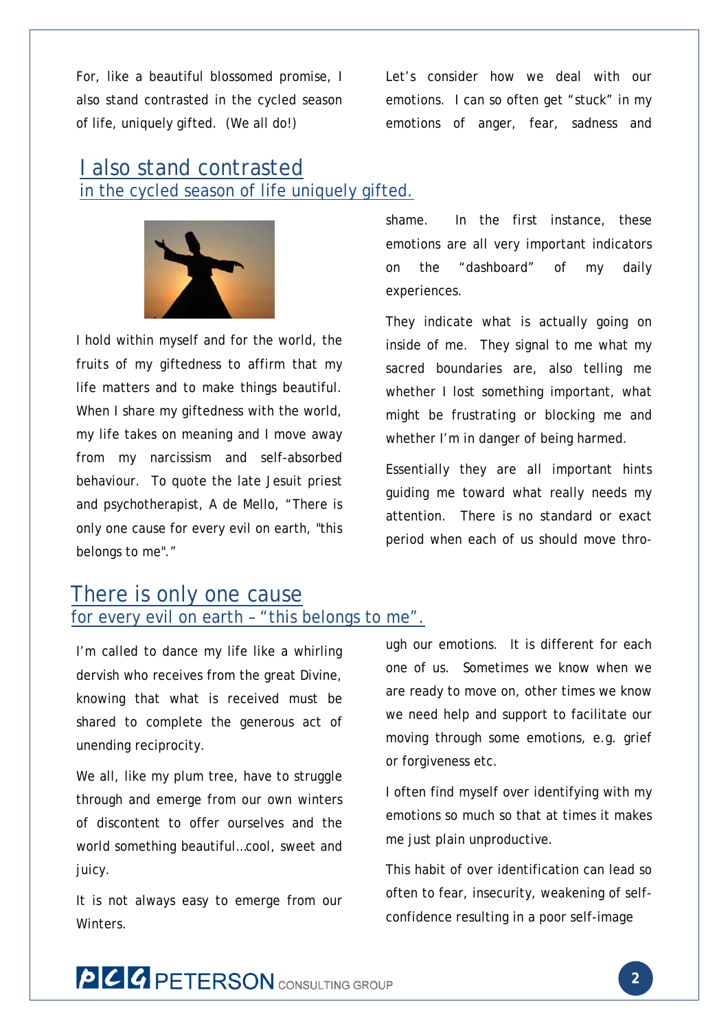For, like a beautiful blossomed promise, I also stand contrasted in the cycled season of life, uniquely gifted. (We all do!)

## I also stand contrasted
### in the cycled season of life uniquely gifted.

I hold within myself and for the world, the fruits of my giftedness to affirm that my life matters and to make things beautiful. When I share my giftedness with the world, my life takes on meaning and I move away from my narcissism and self-absorbed behaviour. To quote the late Jesuit priest and psychotherapist, A de Mello, "There is only one cause for every evil on earth, "this belongs to me"."

## There is only one cause
### for every evil on earth – "this belongs to me".

I'm called to dance my life like a whirling dervish who receives from the great Divine, knowing that what is received must be shared to complete the generous act of unending reciprocity.

We all, like my plum tree, have to struggle through and emerge from our own winters of discontent to offer ourselves and the world something beautiful…cool, sweet and juicy.

It is not always easy to emerge from our Winters.

Let's consider how we deal with our emotions. I can so often get "stuck" in my emotions of anger, fear, sadness and shame. In the first instance, these emotions are all very important indicators on the "dashboard" of my daily experiences.

They indicate what is actually going on inside of me. They signal to me what my sacred boundaries are, also telling me whether I lost something important, what might be frustrating or blocking me and whether I'm in danger of being harmed.

Essentially they are all important hints guiding me toward what really needs my attention. There is no standard or exact period when each of us should move through our emotions. It is different for each one of us. Sometimes we know when we are ready to move on, other times we know we need help and support to facilitate our moving through some emotions, e.g. grief or forgiveness etc.

I often find myself over identifying with my emotions so much so that at times it makes me just plain unproductive.

This habit of over identification can lead so often to fear, insecurity, weakening of self-confidence resulting in a poor self-image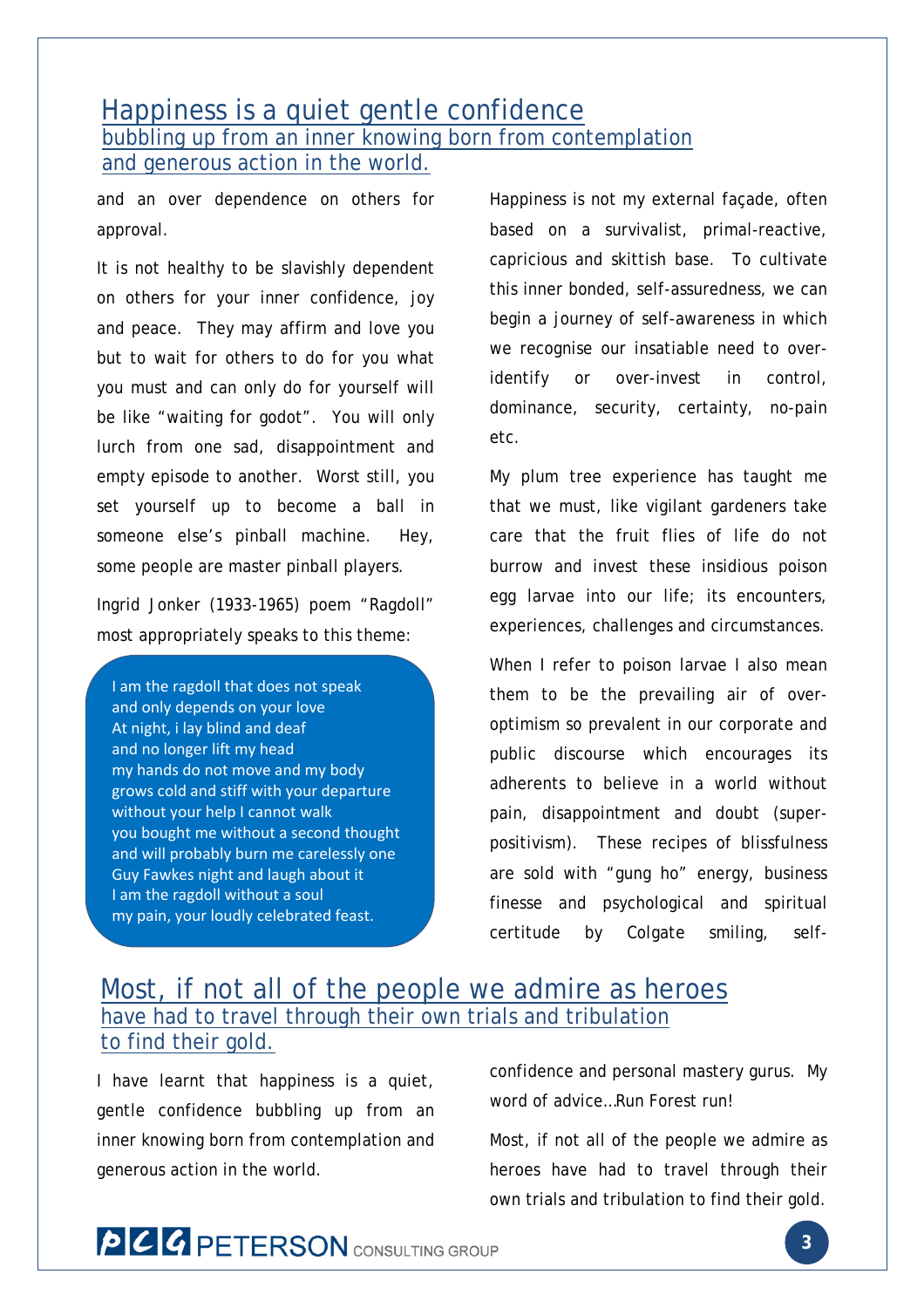## Happiness is a quiet gentle confidence bubbling up from an inner knowing born from contemplation and generous action in the world.

and an over dependence on others for approval.

It is not healthy to be slavishly dependent on others for your inner confidence, joy and peace. They may affirm and love you but to wait for others to do for you what you must and can only do for yourself will be like "waiting for godot". You will only lurch from one sad, disappointment and empty episode to another. Worst still, you set yourself up to become a ball in someone else's pinball machine. Hey, some people are master pinball players.

Ingrid Jonker (1933-1965) poem "Ragdoll" most appropriately speaks to this theme:

> I am the ragdoll that does not speak
> and only depends on your love
> At night, i lay blind and deaf
> and no longer lift my head
> my hands do not move and my body
> grows cold and stiff with your departure
> without your help I cannot walk
> you bought me without a second thought
> and will probably burn me carelessly one
> Guy Fawkes night and laugh about it
> I am the ragdoll without a soul
> my pain, your loudly celebrated feast.

Happiness is not my external façade, often based on a survivalist, primal-reactive, capricious and skittish base. To cultivate this inner bonded, self-assuredness, we can begin a journey of self-awareness in which we recognise our insatiable need to over-identify or over-invest in control, dominance, security, certainty, no-pain etc.

My plum tree experience has taught me that we must, like vigilant gardeners take care that the fruit flies of life do not burrow and invest these insidious poison egg larvae into our life; its encounters, experiences, challenges and circumstances.

When I refer to poison larvae I also mean them to be the prevailing air of over-optimism so prevalent in our corporate and public discourse which encourages its adherents to believe in a world without pain, disappointment and doubt (super-positivism). These recipes of blissfulness are sold with "gung ho" energy, business finesse and psychological and spiritual certitude by Colgate smiling, self-confidence and personal mastery gurus. My word of advice…Run Forest run!

## Most, if not all of the people we admire as heroes have had to travel through their own trials and tribulation to find their gold.

I have learnt that happiness is a quiet, gentle confidence bubbling up from an inner knowing born from contemplation and generous action in the world.

Most, if not all of the people we admire as heroes have had to travel through their own trials and tribulation to find their gold.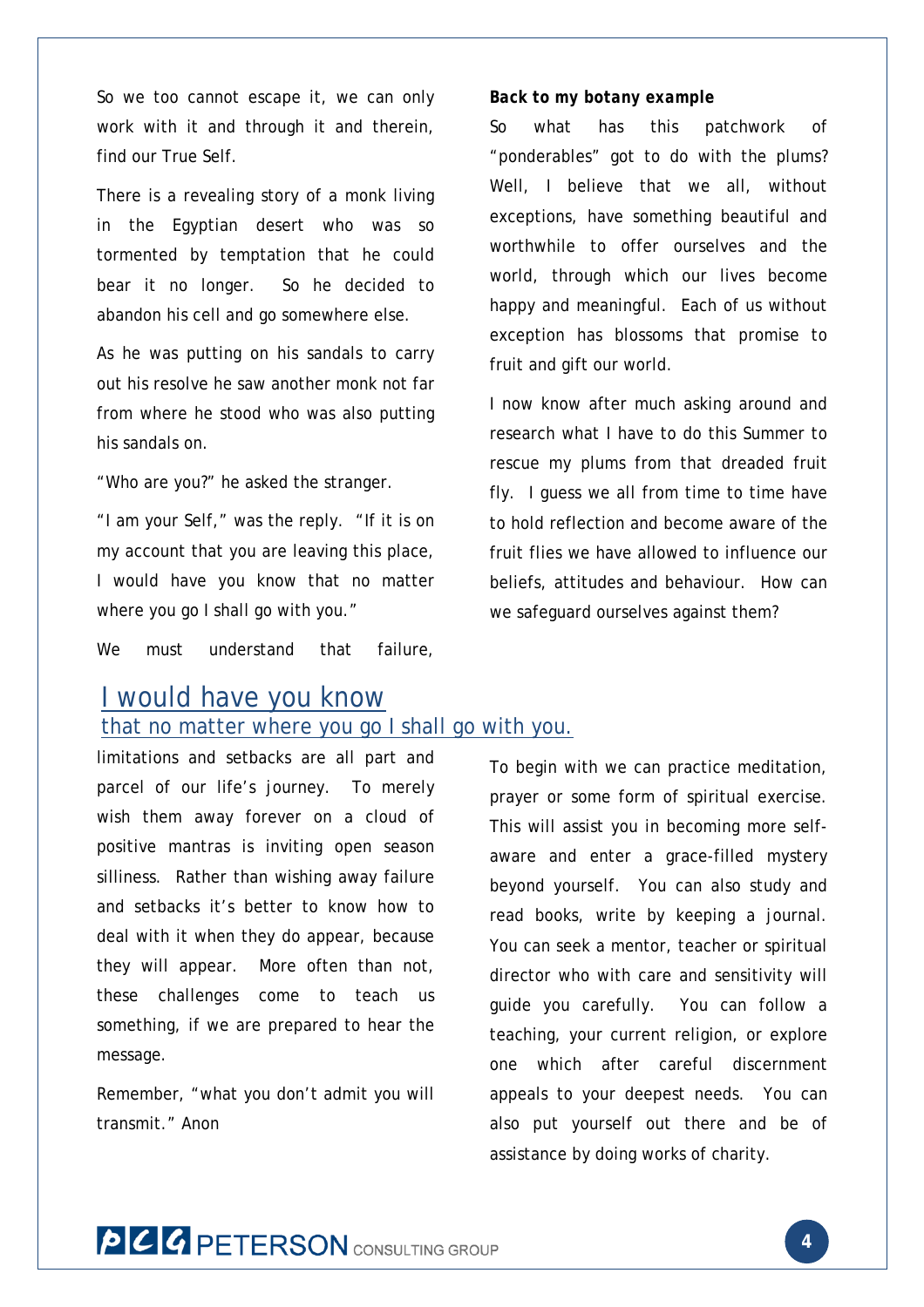So we too cannot escape it, we can only work with it and through it and therein, find our True Self.

There is a revealing story of a monk living in the Egyptian desert who was so tormented by temptation that he could bear it no longer. So he decided to abandon his cell and go somewhere else.

As he was putting on his sandals to carry out his resolve he saw another monk not far from where he stood who was also putting his sandals on.

"Who are you?" he asked the stranger.

"I am your Self," was the reply. "If it is on my account that you are leaving this place, I would have you know that no matter where you go I shall go with you."

We must understand that failure, limitations and setbacks are all part and parcel of our life's journey. To merely wish them away forever on a cloud of positive mantras is inviting open season silliness. Rather than wishing away failure and setbacks it's better to know how to deal with it when they do appear, because they will appear. More often than not, these challenges come to teach us something, if we are prepared to hear the message.

Remember, "what you don't admit you will transmit." Anon

## I would have you know
### that no matter where you go I shall go with you.

***Back to my botany example***

So what has this patchwork of "ponderables" got to do with the plums? Well, I believe that we all, without exceptions, have something beautiful and worthwhile to offer ourselves and the world, through which our lives become happy and meaningful. Each of us without exception has blossoms that promise to fruit and gift our world.

I now know after much asking around and research what I have to do this Summer to rescue my plums from that dreaded fruit fly. I guess we all from time to time have to hold reflection and become aware of the fruit flies we have allowed to influence our beliefs, attitudes and behaviour. How can we safeguard ourselves against them?

To begin with we can practice meditation, prayer or some form of spiritual exercise. This will assist you in becoming more self-aware and enter a grace-filled mystery beyond yourself. You can also study and read books, write by keeping a journal. You can seek a mentor, teacher or spiritual director who with care and sensitivity will guide you carefully. You can follow a teaching, your current religion, or explore one which after careful discernment appeals to your deepest needs. You can also put yourself out there and be of assistance by doing works of charity.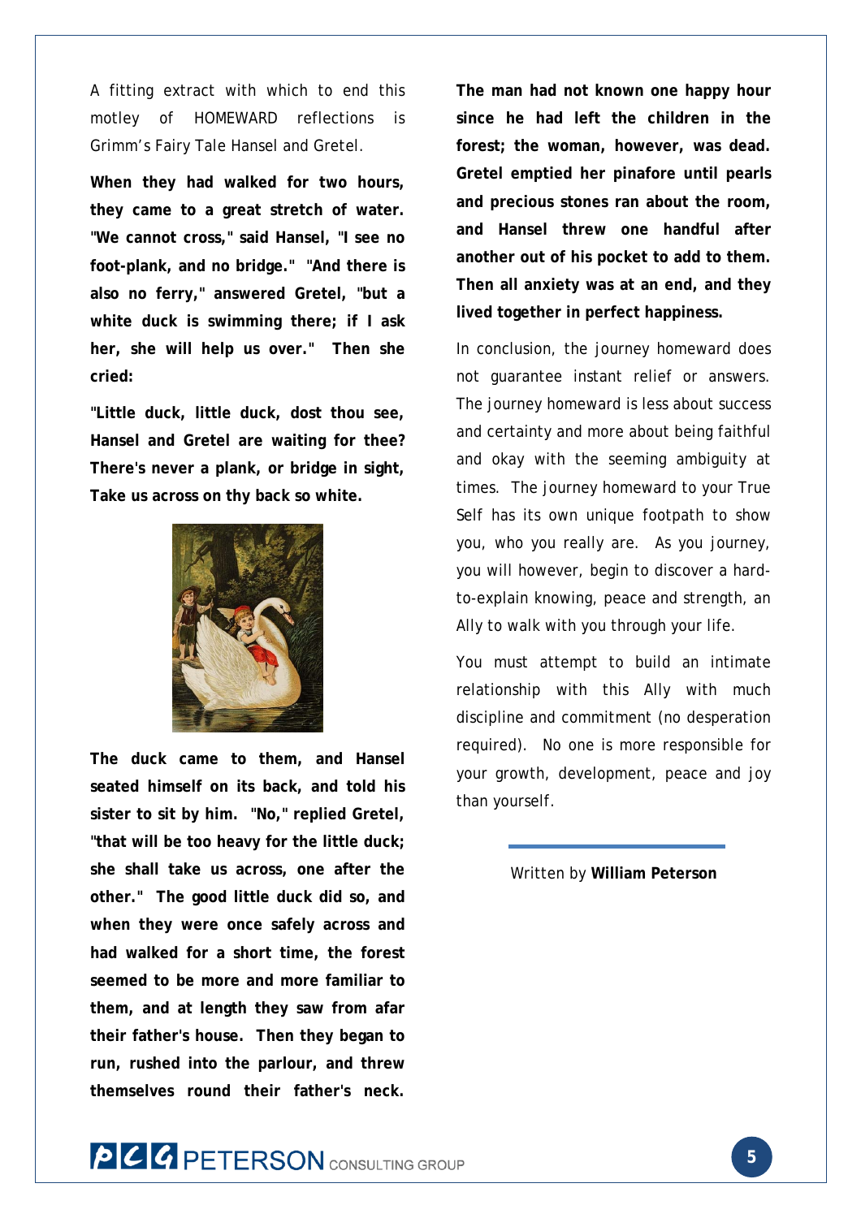A fitting extract with which to end this motley of HOMEWARD reflections is Grimm's Fairy Tale Hansel and Gretel.

**When they had walked for two hours, they came to a great stretch of water. "We cannot cross," said Hansel, "I see no foot-plank, and no bridge." "And there is also no ferry," answered Gretel, "but a white duck is swimming there; if I ask her, she will help us over." Then she cried:**

**"Little duck, little duck, dost thou see, Hansel and Gretel are waiting for thee? There's never a plank, or bridge in sight, Take us across on thy back so white.**

**The duck came to them, and Hansel seated himself on its back, and told his sister to sit by him. "No," replied Gretel, "that will be too heavy for the little duck; she shall take us across, one after the other." The good little duck did so, and when they were once safely across and had walked for a short time, the forest seemed to be more and more familiar to them, and at length they saw from afar their father's house. Then they began to run, rushed into the parlour, and threw themselves round their father's neck. The man had not known one happy hour since he had left the children in the forest; the woman, however, was dead. Gretel emptied her pinafore until pearls and precious stones ran about the room, and Hansel threw one handful after another out of his pocket to add to them. Then all anxiety was at an end, and they lived together in perfect happiness.**

In conclusion, the journey homeward does not guarantee instant relief or answers. The journey homeward is less about success and certainty and more about being faithful and okay with the seeming ambiguity at times. The journey homeward to your True Self has its own unique footpath to show you, who you really are. As you journey, you will however, begin to discover a hard-to-explain knowing, peace and strength, an Ally to walk with you through your life.

You must attempt to build an intimate relationship with this Ally with much discipline and commitment (no desperation required). No one is more responsible for your growth, development, peace and joy than yourself.

---

Written by **William Peterson**